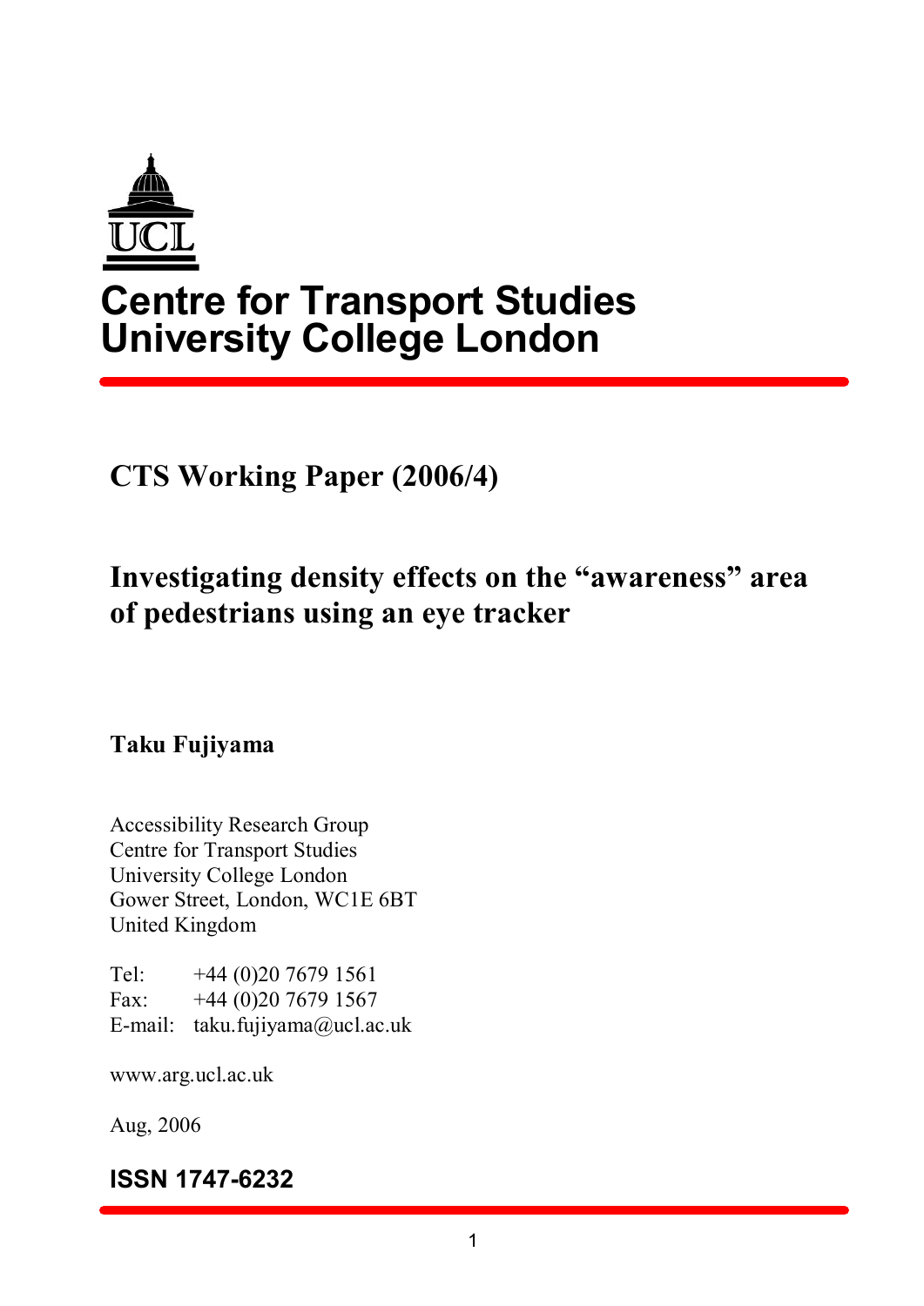UCL

# Centre for Transport Studies
# University College London

## CTS Working Paper (2006/4)

## Investigating density effects on the “awareness” area of pedestrians using an eye tracker

**Taku Fujiyama**

Accessibility Research Group
Centre for Transport Studies
University College London
Gower Street, London, WC1E 6BT
United Kingdom

Tel: +44 (0)20 7679 1561
Fax: +44 (0)20 7679 1567
E-mail: taku.fujiyama@ucl.ac.uk

www.arg.ucl.ac.uk

Aug, 2006

**ISSN 1747-6232**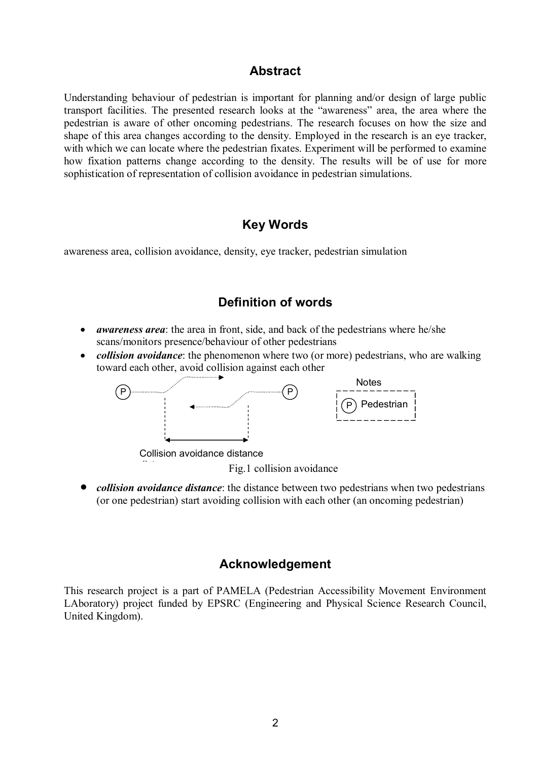## Abstract

Understanding behaviour of pedestrian is important for planning and/or design of large public transport facilities. The presented research looks at the "awareness" area, the area where the pedestrian is aware of other oncoming pedestrians. The research focuses on how the size and shape of this area changes according to the density. Employed in the research is an eye tracker, with which we can locate where the pedestrian fixates. Experiment will be performed to examine how fixation patterns change according to the density. The results will be of use for more sophistication of representation of collision avoidance in pedestrian simulations.

## Key Words

awareness area, collision avoidance, density, eye tracker, pedestrian simulation

## Definition of words

- ***awareness area***: the area in front, side, and back of the pedestrians where he/she scans/monitors presence/behaviour of other pedestrians
- ***collision avoidance***: the phenomenon where two (or more) pedestrians, who are walking toward each other, avoid collision against each other

Notes: (P) Pedestrian

Collision avoidance distance

Fig.1 collision avoidance

- ***collision avoidance distance***: the distance between two pedestrians when two pedestrians (or one pedestrian) start avoiding collision with each other (an oncoming pedestrian)

## Acknowledgement

This research project is a part of PAMELA (Pedestrian Accessibility Movement Environment LAboratory) project funded by EPSRC (Engineering and Physical Science Research Council, United Kingdom).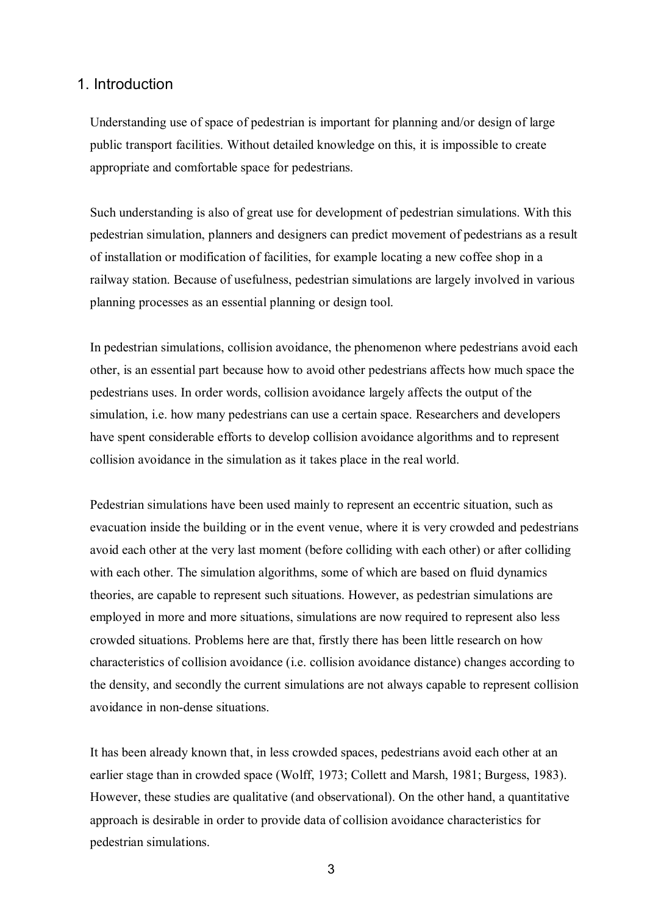## 1. Introduction

Understanding use of space of pedestrian is important for planning and/or design of large public transport facilities. Without detailed knowledge on this, it is impossible to create appropriate and comfortable space for pedestrians.

Such understanding is also of great use for development of pedestrian simulations. With this pedestrian simulation, planners and designers can predict movement of pedestrians as a result of installation or modification of facilities, for example locating a new coffee shop in a railway station. Because of usefulness, pedestrian simulations are largely involved in various planning processes as an essential planning or design tool.

In pedestrian simulations, collision avoidance, the phenomenon where pedestrians avoid each other, is an essential part because how to avoid other pedestrians affects how much space the pedestrians uses. In order words, collision avoidance largely affects the output of the simulation, i.e. how many pedestrians can use a certain space. Researchers and developers have spent considerable efforts to develop collision avoidance algorithms and to represent collision avoidance in the simulation as it takes place in the real world.

Pedestrian simulations have been used mainly to represent an eccentric situation, such as evacuation inside the building or in the event venue, where it is very crowded and pedestrians avoid each other at the very last moment (before colliding with each other) or after colliding with each other. The simulation algorithms, some of which are based on fluid dynamics theories, are capable to represent such situations. However, as pedestrian simulations are employed in more and more situations, simulations are now required to represent also less crowded situations. Problems here are that, firstly there has been little research on how characteristics of collision avoidance (i.e. collision avoidance distance) changes according to the density, and secondly the current simulations are not always capable to represent collision avoidance in non-dense situations.

It has been already known that, in less crowded spaces, pedestrians avoid each other at an earlier stage than in crowded space (Wolff, 1973; Collett and Marsh, 1981; Burgess, 1983). However, these studies are qualitative (and observational). On the other hand, a quantitative approach is desirable in order to provide data of collision avoidance characteristics for pedestrian simulations.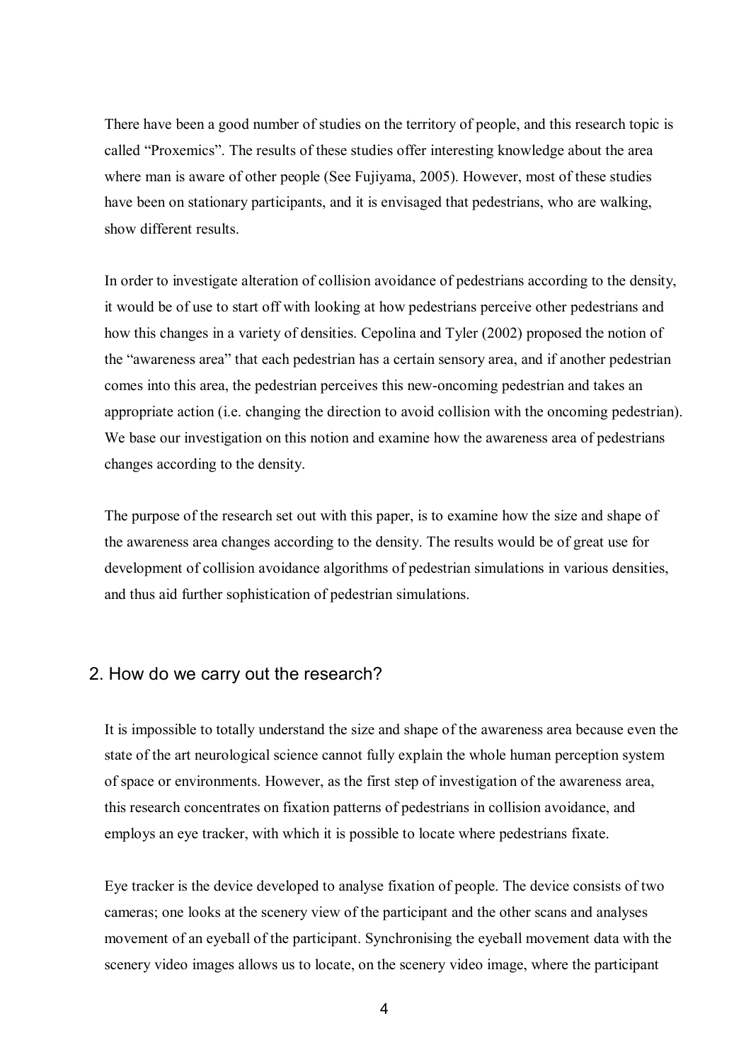There have been a good number of studies on the territory of people, and this research topic is called “Proxemics”. The results of these studies offer interesting knowledge about the area where man is aware of other people (See Fujiyama, 2005). However, most of these studies have been on stationary participants, and it is envisaged that pedestrians, who are walking, show different results.

In order to investigate alteration of collision avoidance of pedestrians according to the density, it would be of use to start off with looking at how pedestrians perceive other pedestrians and how this changes in a variety of densities. Cepolina and Tyler (2002) proposed the notion of the “awareness area” that each pedestrian has a certain sensory area, and if another pedestrian comes into this area, the pedestrian perceives this new-oncoming pedestrian and takes an appropriate action (i.e. changing the direction to avoid collision with the oncoming pedestrian). We base our investigation on this notion and examine how the awareness area of pedestrians changes according to the density.

The purpose of the research set out with this paper, is to examine how the size and shape of the awareness area changes according to the density. The results would be of great use for development of collision avoidance algorithms of pedestrian simulations in various densities, and thus aid further sophistication of pedestrian simulations.

## 2. How do we carry out the research?

It is impossible to totally understand the size and shape of the awareness area because even the state of the art neurological science cannot fully explain the whole human perception system of space or environments. However, as the first step of investigation of the awareness area, this research concentrates on fixation patterns of pedestrians in collision avoidance, and employs an eye tracker, with which it is possible to locate where pedestrians fixate.

Eye tracker is the device developed to analyse fixation of people. The device consists of two cameras; one looks at the scenery view of the participant and the other scans and analyses movement of an eyeball of the participant. Synchronising the eyeball movement data with the scenery video images allows us to locate, on the scenery video image, where the participant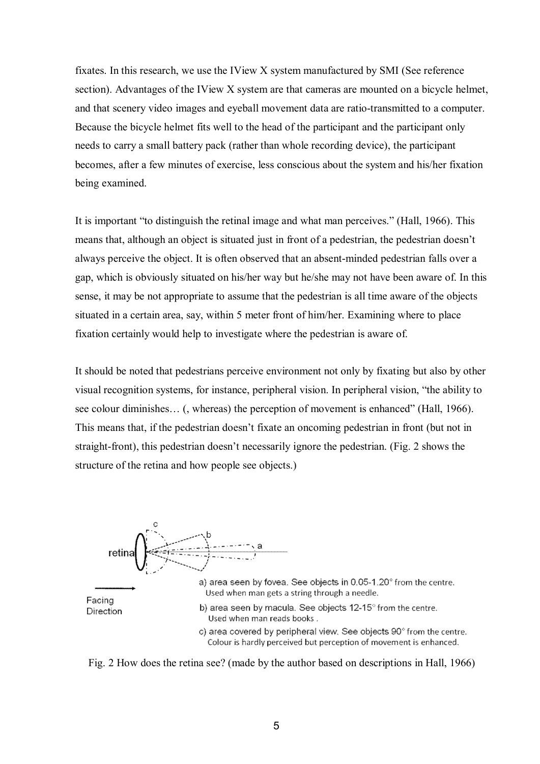fixates. In this research, we use the IView X system manufactured by SMI (See reference section). Advantages of the IView X system are that cameras are mounted on a bicycle helmet, and that scenery video images and eyeball movement data are ratio-transmitted to a computer. Because the bicycle helmet fits well to the head of the participant and the participant only needs to carry a small battery pack (rather than whole recording device), the participant becomes, after a few minutes of exercise, less conscious about the system and his/her fixation being examined.

It is important "to distinguish the retinal image and what man perceives." (Hall, 1966). This means that, although an object is situated just in front of a pedestrian, the pedestrian doesn't always perceive the object. It is often observed that an absent-minded pedestrian falls over a gap, which is obviously situated on his/her way but he/she may not have been aware of. In this sense, it may be not appropriate to assume that the pedestrian is all time aware of the objects situated in a certain area, say, within 5 meter front of him/her. Examining where to place fixation certainly would help to investigate where the pedestrian is aware of.

It should be noted that pedestrians perceive environment not only by fixating but also by other visual recognition systems, for instance, peripheral vision. In peripheral vision, "the ability to see colour diminishes… (, whereas) the perception of movement is enhanced" (Hall, 1966). This means that, if the pedestrian doesn't fixate an oncoming pedestrian in front (but not in straight-front), this pedestrian doesn't necessarily ignore the pedestrian. (Fig. 2 shows the structure of the retina and how people see objects.)

retina

Facing Direction

a) area seen by fovea. See objects in 0.05-1.20° from the centre. Used when man gets a string through a needle.

b) area seen by macula. See objects 12-15° from the centre. Used when man reads books .

c) area covered by peripheral view. See objects 90° from the centre. Colour is hardly perceived but perception of movement is enhanced.

Fig. 2 How does the retina see? (made by the author based on descriptions in Hall, 1966)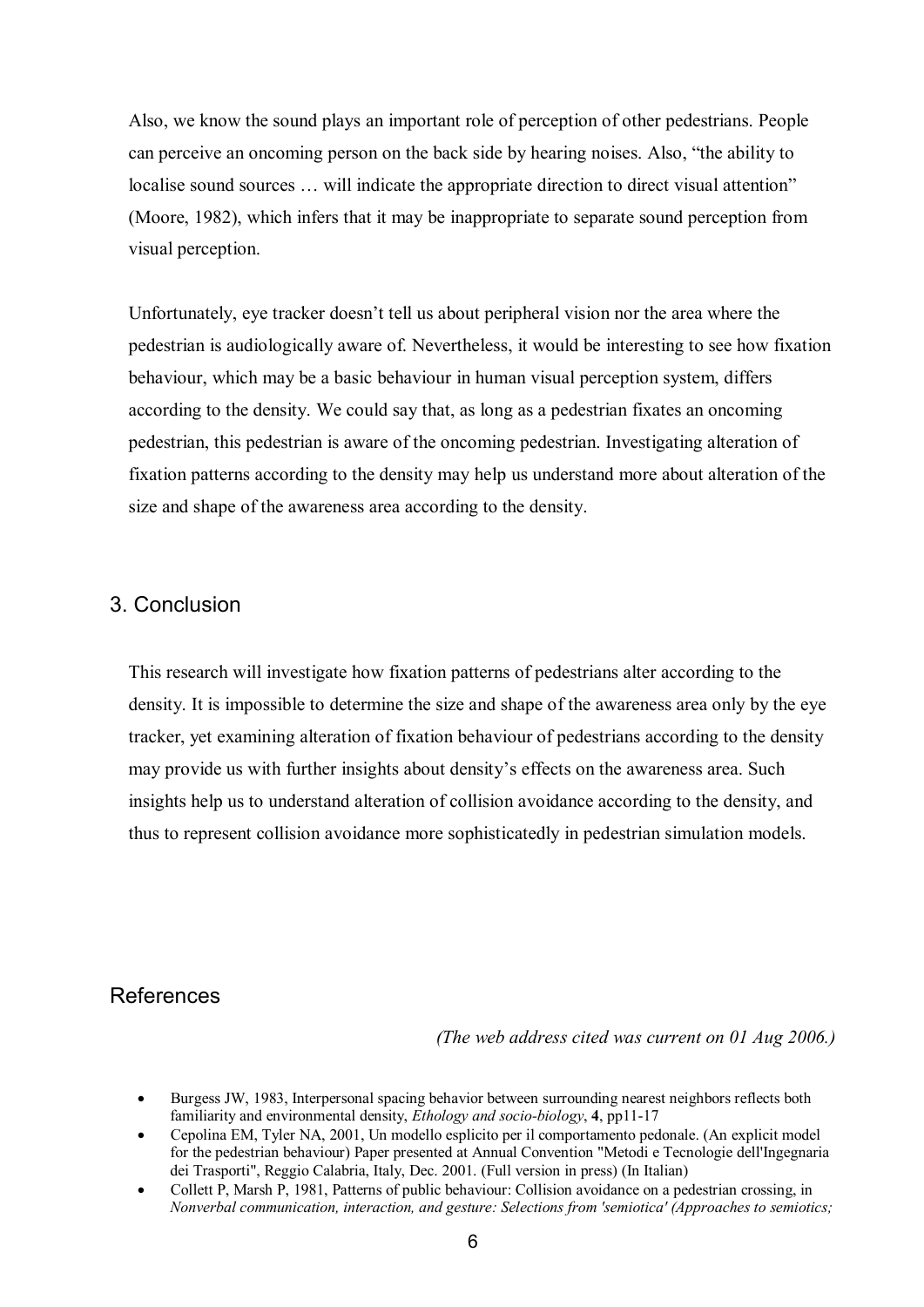Also, we know the sound plays an important role of perception of other pedestrians. People can perceive an oncoming person on the back side by hearing noises. Also, "the ability to localise sound sources … will indicate the appropriate direction to direct visual attention" (Moore, 1982), which infers that it may be inappropriate to separate sound perception from visual perception.

Unfortunately, eye tracker doesn't tell us about peripheral vision nor the area where the pedestrian is audiologically aware of. Nevertheless, it would be interesting to see how fixation behaviour, which may be a basic behaviour in human visual perception system, differs according to the density. We could say that, as long as a pedestrian fixates an oncoming pedestrian, this pedestrian is aware of the oncoming pedestrian. Investigating alteration of fixation patterns according to the density may help us understand more about alteration of the size and shape of the awareness area according to the density.

## 3. Conclusion

This research will investigate how fixation patterns of pedestrians alter according to the density. It is impossible to determine the size and shape of the awareness area only by the eye tracker, yet examining alteration of fixation behaviour of pedestrians according to the density may provide us with further insights about density's effects on the awareness area. Such insights help us to understand alteration of collision avoidance according to the density, and thus to represent collision avoidance more sophisticatedly in pedestrian simulation models.

## References

*(The web address cited was current on 01 Aug 2006.)*

- Burgess JW, 1983, Interpersonal spacing behavior between surrounding nearest neighbors reflects both familiarity and environmental density, *Ethology and socio-biology*, **4**, pp11-17
- Cepolina EM, Tyler NA, 2001, Un modello esplicito per il comportamento pedonale. (An explicit model for the pedestrian behaviour) Paper presented at Annual Convention "Metodi e Tecnologie dell'Ingegnaria dei Trasporti", Reggio Calabria, Italy, Dec. 2001. (Full version in press) (In Italian)
- Collett P, Marsh P, 1981, Patterns of public behaviour: Collision avoidance on a pedestrian crossing, in *Nonverbal communication, interaction, and gesture: Selections from 'semiotica' (Approaches to semiotics;*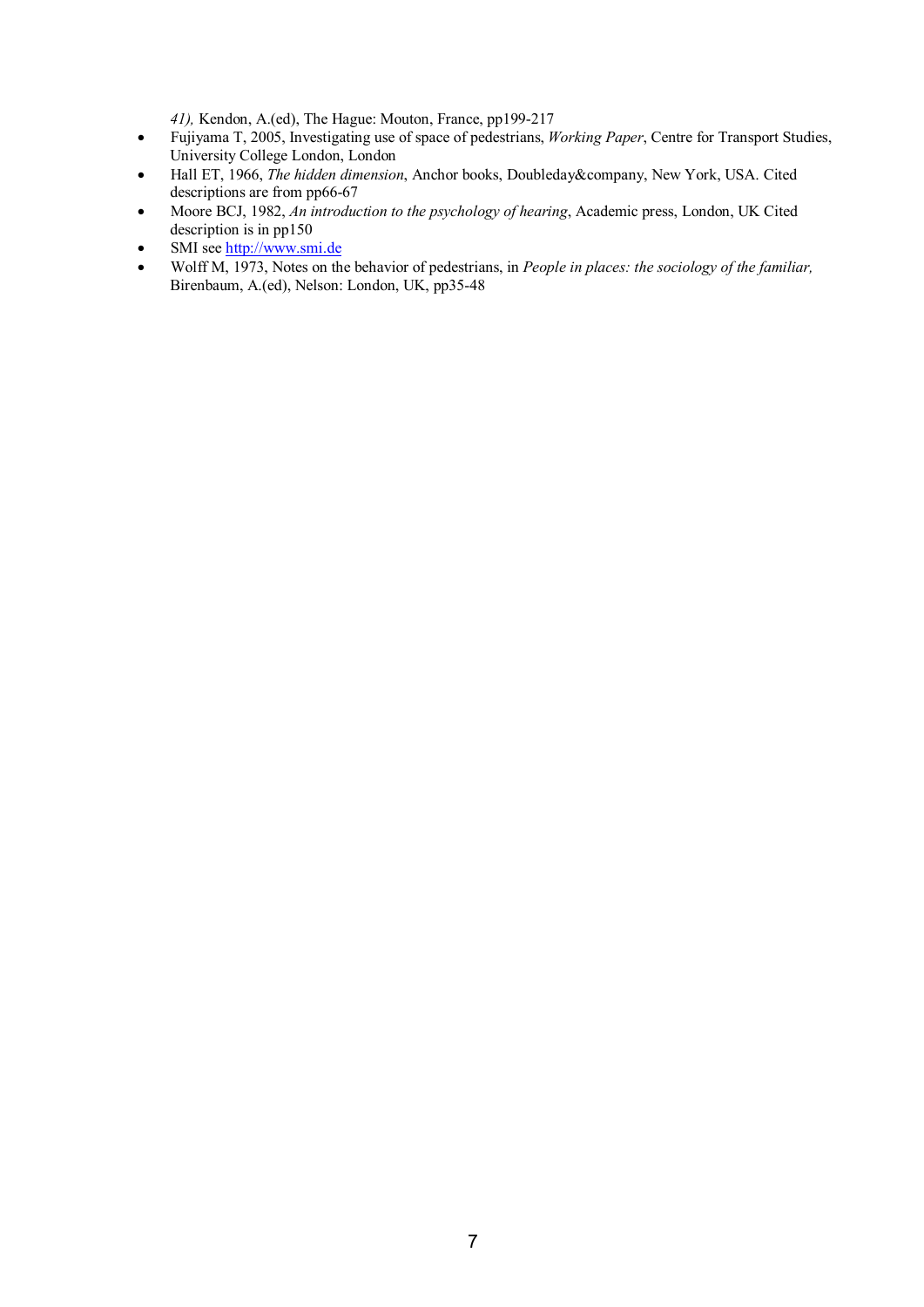*41),* Kendon, A.(ed), The Hague: Mouton, France, pp199-217

- Fujiyama T, 2005, Investigating use of space of pedestrians, *Working Paper*, Centre for Transport Studies, University College London, London
- Hall ET, 1966, *The hidden dimension*, Anchor books, Doubleday&company, New York, USA. Cited descriptions are from pp66-67
- Moore BCJ, 1982, *An introduction to the psychology of hearing*, Academic press, London, UK Cited description is in pp150
- SMI see http://www.smi.de
- Wolff M, 1973, Notes on the behavior of pedestrians, in *People in places: the sociology of the familiar,* Birenbaum, A.(ed), Nelson: London, UK, pp35-48